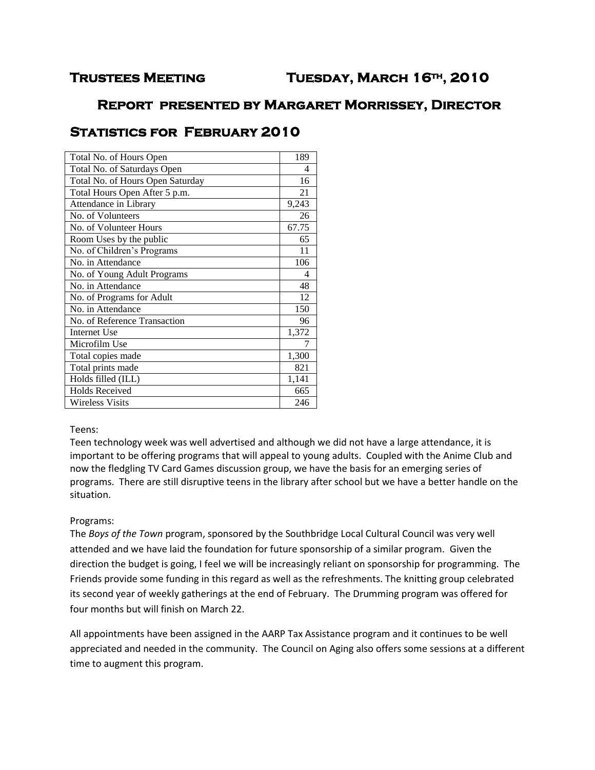# Trustees Meeting Tuesday, March 16th, 2010

## Report presented by Margaret Morrissey, Director

## Statistics for February 2010

| | |
|---|---|
| Total No. of Hours Open | 189 |
| Total No. of Saturdays Open | 4 |
| Total No. of Hours Open Saturday | 16 |
| Total Hours Open After 5 p.m. | 21 |
| Attendance in Library | 9,243 |
| No. of Volunteers | 26 |
| No. of Volunteer Hours | 67.75 |
| Room Uses by the public | 65 |
| No. of Children's Programs | 11 |
| No. in Attendance | 106 |
| No. of Young Adult Programs | 4 |
| No. in Attendance | 48 |
| No. of Programs for Adult | 12 |
| No. in Attendance | 150 |
| No. of Reference Transaction | 96 |
| Internet Use | 1,372 |
| Microfilm Use | 7 |
| Total copies made | 1,300 |
| Total prints made | 821 |
| Holds filled (ILL) | 1,141 |
| Holds Received | 665 |
| Wireless Visits | 246 |

Teens:
Teen technology week was well advertised and although we did not have a large attendance, it is important to be offering programs that will appeal to young adults. Coupled with the Anime Club and now the fledgling TV Card Games discussion group, we have the basis for an emerging series of programs. There are still disruptive teens in the library after school but we have a better handle on the situation.

Programs:
The *Boys of the Town* program, sponsored by the Southbridge Local Cultural Council was very well attended and we have laid the foundation for future sponsorship of a similar program. Given the direction the budget is going, I feel we will be increasingly reliant on sponsorship for programming. The Friends provide some funding in this regard as well as the refreshments. The knitting group celebrated its second year of weekly gatherings at the end of February. The Drumming program was offered for four months but will finish on March 22.

All appointments have been assigned in the AARP Tax Assistance program and it continues to be well appreciated and needed in the community. The Council on Aging also offers some sessions at a different time to augment this program.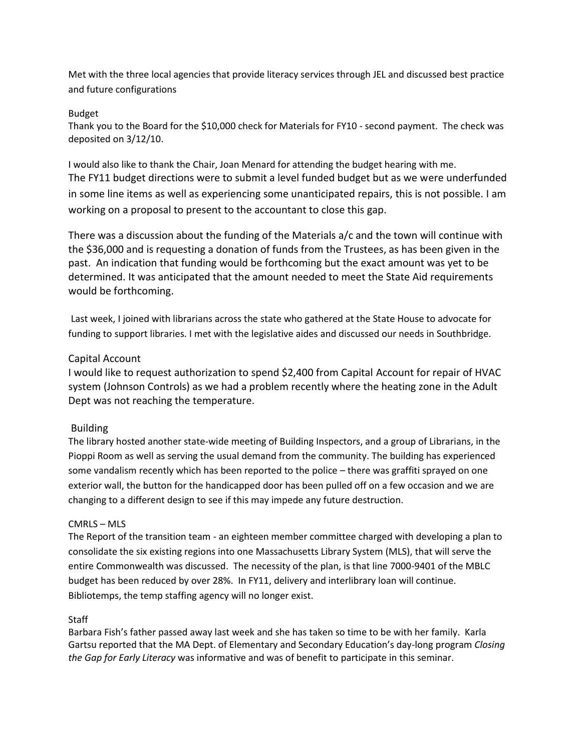Met with the three local agencies that provide literacy services through JEL and discussed best practice and future configurations

### Budget

Thank you to the Board for the $10,000 check for Materials for FY10 - second payment. The check was deposited on 3/12/10.

I would also like to thank the Chair, Joan Menard for attending the budget hearing with me. The FY11 budget directions were to submit a level funded budget but as we were underfunded in some line items as well as experiencing some unanticipated repairs, this is not possible. I am working on a proposal to present to the accountant to close this gap.

There was a discussion about the funding of the Materials a/c and the town will continue with the $36,000 and is requesting a donation of funds from the Trustees, as has been given in the past. An indication that funding would be forthcoming but the exact amount was yet to be determined. It was anticipated that the amount needed to meet the State Aid requirements would be forthcoming.

Last week, I joined with librarians across the state who gathered at the State House to advocate for funding to support libraries. I met with the legislative aides and discussed our needs in Southbridge.

### Capital Account

I would like to request authorization to spend $2,400 from Capital Account for repair of HVAC system (Johnson Controls) as we had a problem recently where the heating zone in the Adult Dept was not reaching the temperature.

### Building

The library hosted another state-wide meeting of Building Inspectors, and a group of Librarians, in the Pioppi Room as well as serving the usual demand from the community. The building has experienced some vandalism recently which has been reported to the police – there was graffiti sprayed on one exterior wall, the button for the handicapped door has been pulled off on a few occasion and we are changing to a different design to see if this may impede any future destruction.

### CMRLS – MLS

The Report of the transition team - an eighteen member committee charged with developing a plan to consolidate the six existing regions into one Massachusetts Library System (MLS), that will serve the entire Commonwealth was discussed. The necessity of the plan, is that line 7000-9401 of the MBLC budget has been reduced by over 28%. In FY11, delivery and interlibrary loan will continue. Bibliotemps, the temp staffing agency will no longer exist.

### Staff

Barbara Fish's father passed away last week and she has taken so time to be with her family. Karla Gartsu reported that the MA Dept. of Elementary and Secondary Education's day-long program *Closing the Gap for Early Literacy* was informative and was of benefit to participate in this seminar.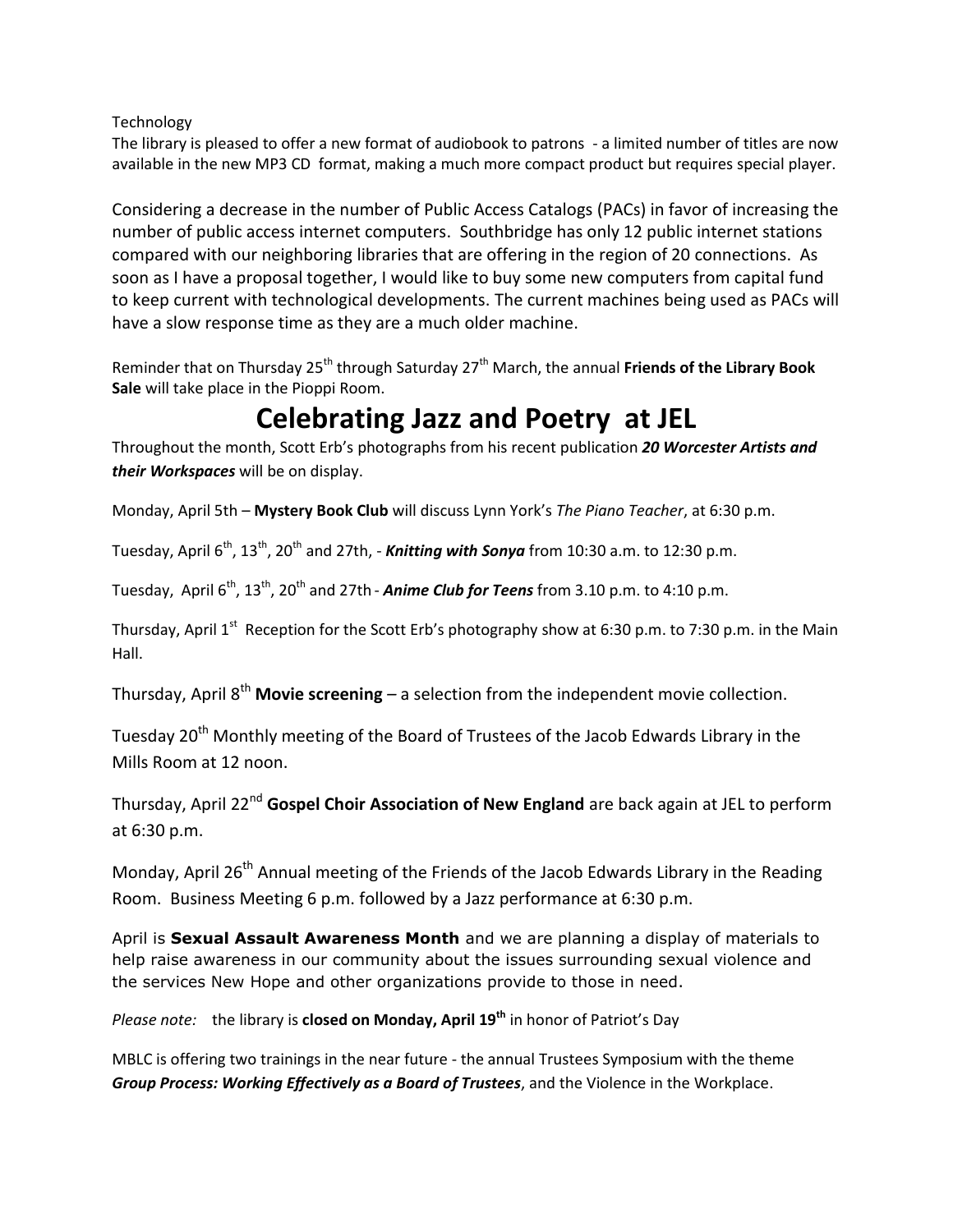Technology

The library is pleased to offer a new format of audiobook to patrons - a limited number of titles are now available in the new MP3 CD format, making a much more compact product but requires special player.

Considering a decrease in the number of Public Access Catalogs (PACs) in favor of increasing the number of public access internet computers. Southbridge has only 12 public internet stations compared with our neighboring libraries that are offering in the region of 20 connections. As soon as I have a proposal together, I would like to buy some new computers from capital fund to keep current with technological developments. The current machines being used as PACs will have a slow response time as they are a much older machine.

Reminder that on Thursday 25th through Saturday 27th March, the annual **Friends of the Library Book Sale** will take place in the Pioppi Room.

# Celebrating Jazz and Poetry at JEL

Throughout the month, Scott Erb's photographs from his recent publication ***20 Worcester Artists and their Workspaces*** will be on display.

Monday, April 5th – **Mystery Book Club** will discuss Lynn York's *The Piano Teacher*, at 6:30 p.m.

Tuesday, April 6th, 13th, 20th and 27th, - ***Knitting with Sonya*** from 10:30 a.m. to 12:30 p.m.

Tuesday, April 6th, 13th, 20th and 27th - ***Anime Club for Teens*** from 3.10 p.m. to 4:10 p.m.

Thursday, April 1st Reception for the Scott Erb's photography show at 6:30 p.m. to 7:30 p.m. in the Main Hall.

Thursday, April 8th **Movie screening** – a selection from the independent movie collection.

Tuesday 20th Monthly meeting of the Board of Trustees of the Jacob Edwards Library in the Mills Room at 12 noon.

Thursday, April 22nd **Gospel Choir Association of New England** are back again at JEL to perform at 6:30 p.m.

Monday, April 26th Annual meeting of the Friends of the Jacob Edwards Library in the Reading Room. Business Meeting 6 p.m. followed by a Jazz performance at 6:30 p.m.

April is **Sexual Assault Awareness Month** and we are planning a display of materials to help raise awareness in our community about the issues surrounding sexual violence and the services New Hope and other organizations provide to those in need.

*Please note:* the library is **closed on Monday, April 19th** in honor of Patriot's Day

MBLC is offering two trainings in the near future - the annual Trustees Symposium with the theme ***Group Process: Working Effectively as a Board of Trustees***, and the Violence in the Workplace.